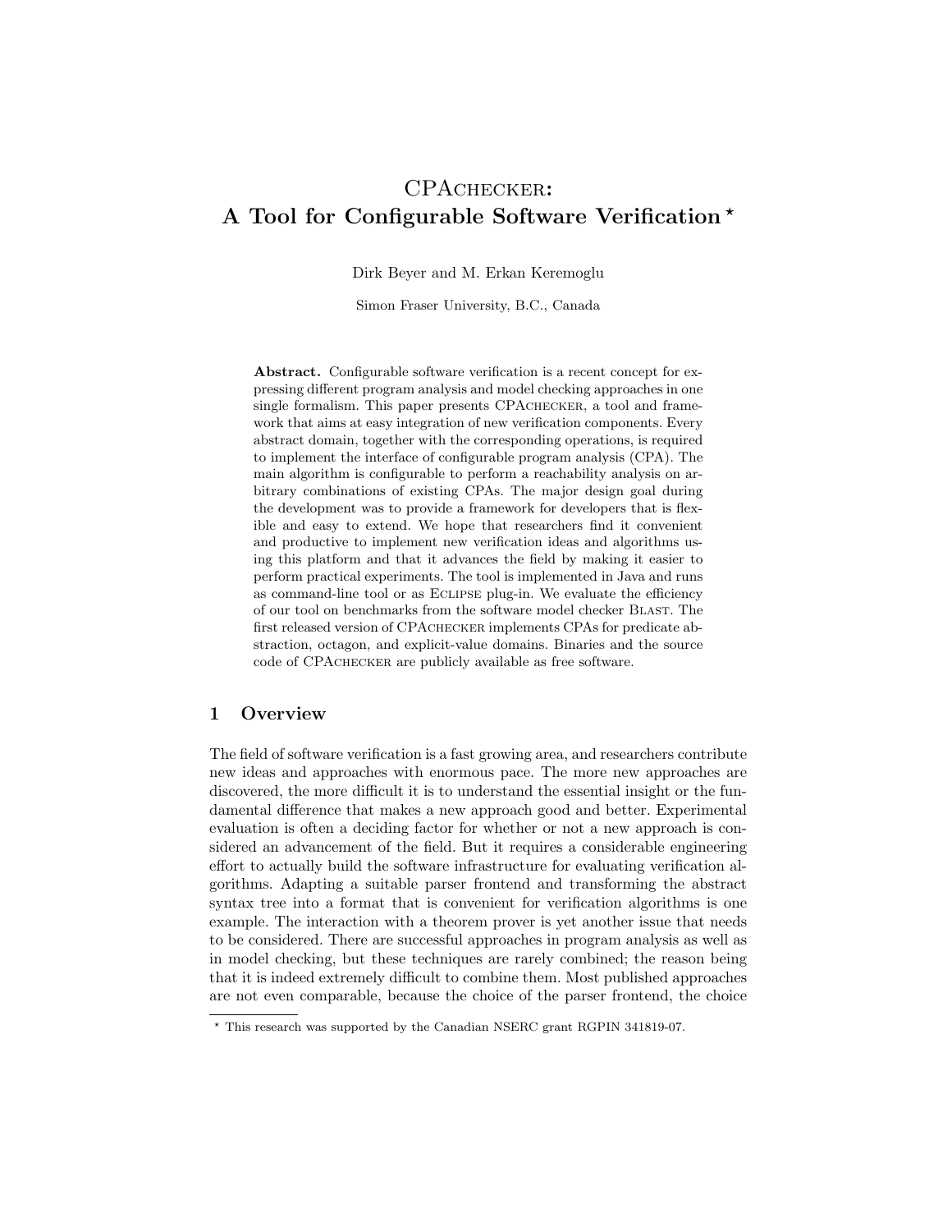# CPAchecker: A Tool for Configurable Software Verification *

Dirk Beyer and M. Erkan Keremoglu

Simon Fraser University, B.C., Canada

**Abstract.** Configurable software verification is a recent concept for expressing different program analysis and model checking approaches in one single formalism. This paper presents CPAchecker, a tool and framework that aims at easy integration of new verification components. Every abstract domain, together with the corresponding operations, is required to implement the interface of configurable program analysis (CPA). The main algorithm is configurable to perform a reachability analysis on arbitrary combinations of existing CPAs. The major design goal during the development was to provide a framework for developers that is flexible and easy to extend. We hope that researchers find it convenient and productive to implement new verification ideas and algorithms using this platform and that it advances the field by making it easier to perform practical experiments. The tool is implemented in Java and runs as command-line tool or as Eclipse plug-in. We evaluate the efficiency of our tool on benchmarks from the software model checker Blast. The first released version of CPAchecker implements CPAs for predicate abstraction, octagon, and explicit-value domains. Binaries and the source code of CPAchecker are publicly available as free software.

## 1 Overview

The field of software verification is a fast growing area, and researchers contribute new ideas and approaches with enormous pace. The more new approaches are discovered, the more difficult it is to understand the essential insight or the fundamental difference that makes a new approach good and better. Experimental evaluation is often a deciding factor for whether or not a new approach is considered an advancement of the field. But it requires a considerable engineering effort to actually build the software infrastructure for evaluating verification algorithms. Adapting a suitable parser frontend and transforming the abstract syntax tree into a format that is convenient for verification algorithms is one example. The interaction with a theorem prover is yet another issue that needs to be considered. There are successful approaches in program analysis as well as in model checking, but these techniques are rarely combined; the reason being that it is indeed extremely difficult to combine them. Most published approaches are not even comparable, because the choice of the parser frontend, the choice

* This research was supported by the Canadian NSERC grant RGPIN 341819-07.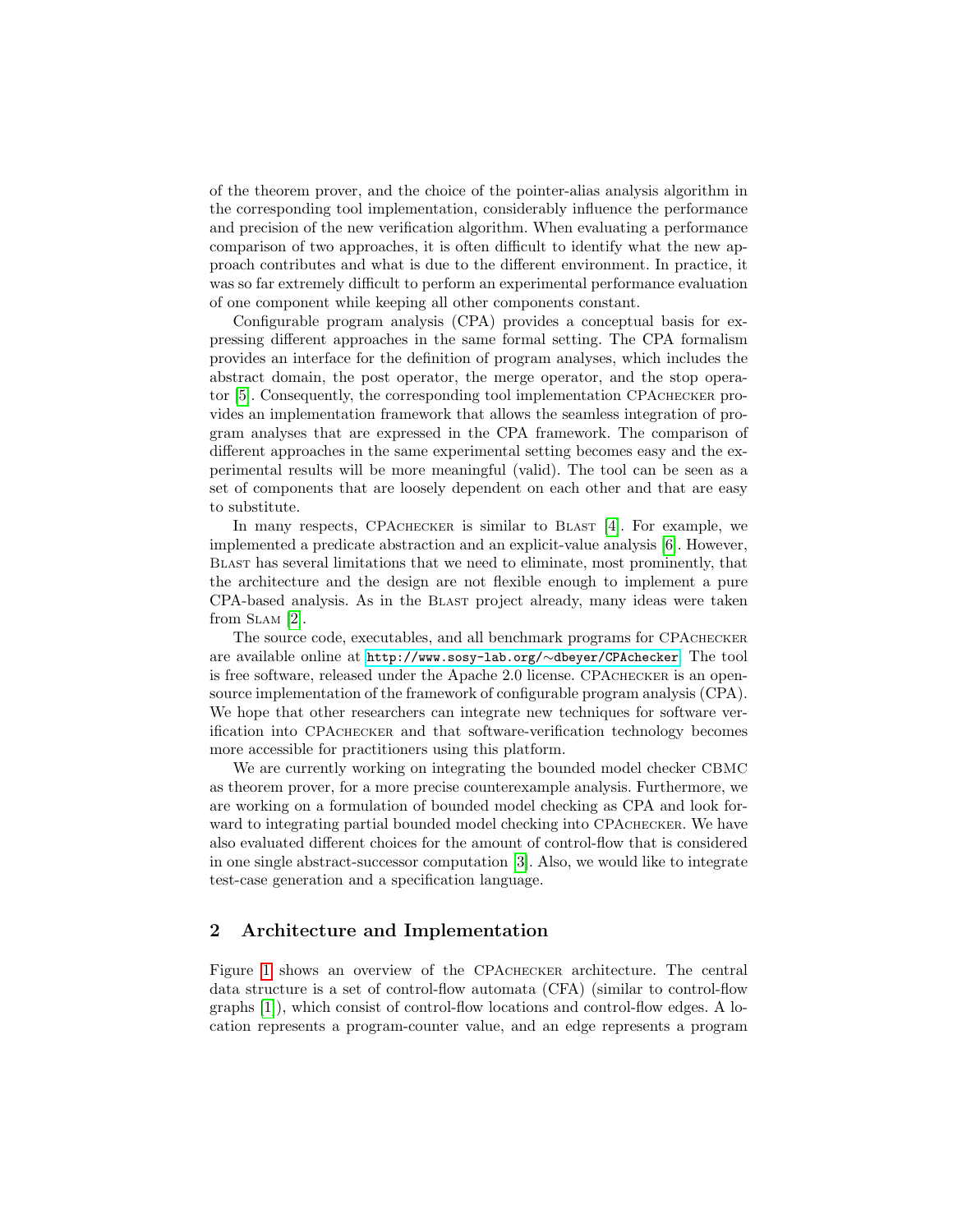of the theorem prover, and the choice of the pointer-alias analysis algorithm in the corresponding tool implementation, considerably influence the performance and precision of the new verification algorithm. When evaluating a performance comparison of two approaches, it is often difficult to identify what the new approach contributes and what is due to the different environment. In practice, it was so far extremely difficult to perform an experimental performance evaluation of one component while keeping all other components constant.

Configurable program analysis (CPA) provides a conceptual basis for expressing different approaches in the same formal setting. The CPA formalism provides an interface for the definition of program analyses, which includes the abstract domain, the post operator, the merge operator, and the stop operator [5]. Consequently, the corresponding tool implementation CPAchecker provides an implementation framework that allows the seamless integration of program analyses that are expressed in the CPA framework. The comparison of different approaches in the same experimental setting becomes easy and the experimental results will be more meaningful (valid). The tool can be seen as a set of components that are loosely dependent on each other and that are easy to substitute.

In many respects, CPAchecker is similar to Blast [4]. For example, we implemented a predicate abstraction and an explicit-value analysis [6]. However, Blast has several limitations that we need to eliminate, most prominently, that the architecture and the design are not flexible enough to implement a pure CPA-based analysis. As in the Blast project already, many ideas were taken from Slam [2].

The source code, executables, and all benchmark programs for CPAchecker are available online at http://www.sosy-lab.org/∼dbeyer/CPAchecker. The tool is free software, released under the Apache 2.0 license. CPAchecker is an open-source implementation of the framework of configurable program analysis (CPA). We hope that other researchers can integrate new techniques for software verification into CPAchecker and that software-verification technology becomes more accessible for practitioners using this platform.

We are currently working on integrating the bounded model checker CBMC as theorem prover, for a more precise counterexample analysis. Furthermore, we are working on a formulation of bounded model checking as CPA and look forward to integrating partial bounded model checking into CPAchecker. We have also evaluated different choices for the amount of control-flow that is considered in one single abstract-successor computation [3]. Also, we would like to integrate test-case generation and a specification language.

## 2 Architecture and Implementation

Figure 1 shows an overview of the CPAchecker architecture. The central data structure is a set of control-flow automata (CFA) (similar to control-flow graphs [1]), which consist of control-flow locations and control-flow edges. A location represents a program-counter value, and an edge represents a program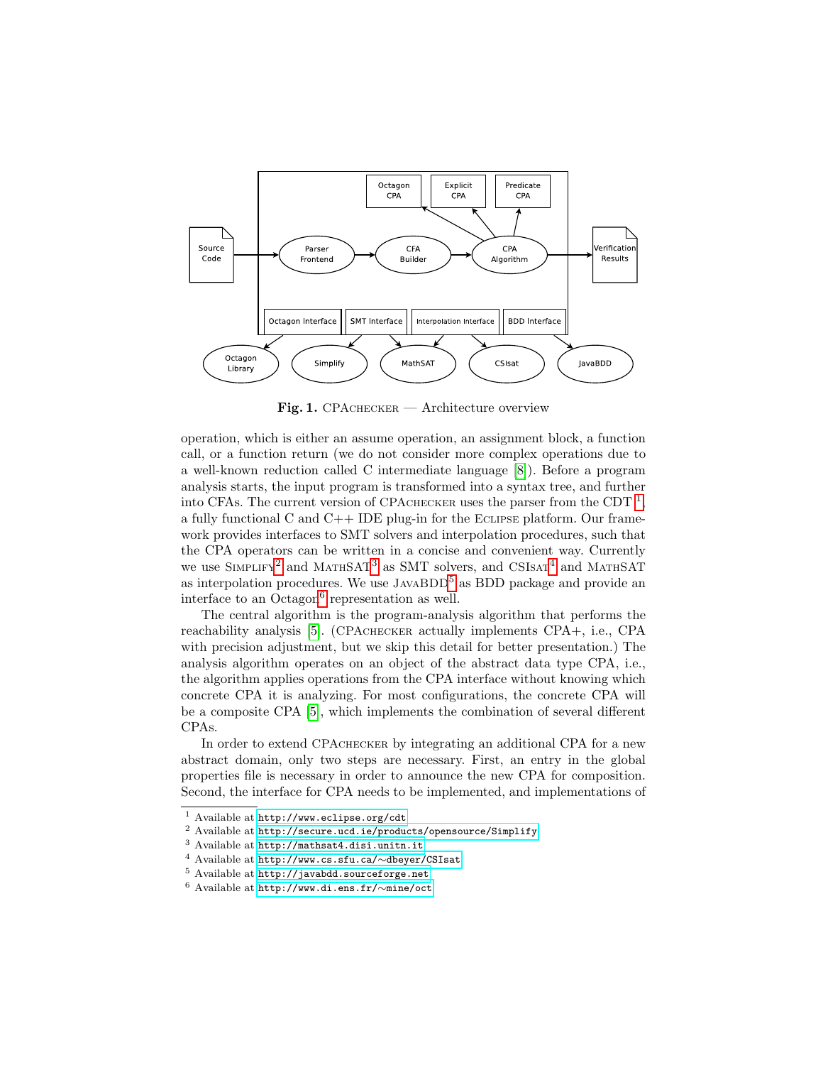Source Code

Parser Frontend

CFA Builder

CPA Algorithm

Verification Results

Octagon CPA

Explicit CPA

Predicate CPA

Octagon Interface

SMT Interface

Interpolation Interface

BDD Interface

Octagon Library

Simplify

MathSAT

CSIsat

JavaBDD

**Fig. 1.** CPAchecker — Architecture overview

operation, which is either an assume operation, an assignment block, a function call, or a function return (we do not consider more complex operations due to a well-known reduction called C intermediate language [8]). Before a program analysis starts, the input program is transformed into a syntax tree, and further into CFAs. The current version of CPAchecker uses the parser from the CDT [1], a fully functional C and C++ IDE plug-in for the Eclipse platform. Our framework provides interfaces to SMT solvers and interpolation procedures, such that the CPA operators can be written in a concise and convenient way. Currently we use Simplify[2] and MathSAT[3] as SMT solvers, and CSIsat[4] and MathSAT as interpolation procedures. We use JavaBDD[5] as BDD package and provide an interface to an Octagon[6] representation as well.

The central algorithm is the program-analysis algorithm that performs the reachability analysis [5]. (CPAchecker actually implements CPA+, i.e., CPA with precision adjustment, but we skip this detail for better presentation.) The analysis algorithm operates on an object of the abstract data type CPA, i.e., the algorithm applies operations from the CPA interface without knowing which concrete CPA it is analyzing. For most configurations, the concrete CPA will be a composite CPA [5], which implements the combination of several different CPAs.

In order to extend CPAchecker by integrating an additional CPA for a new abstract domain, only two steps are necessary. First, an entry in the global properties file is necessary in order to announce the new CPA for composition. Second, the interface for CPA needs to be implemented, and implementations of

[1] Available at http://www.eclipse.org/cdt

[2] Available at http://secure.ucd.ie/products/opensource/Simplify

[3] Available at http://mathsat4.disi.unitn.it

[4] Available at http://www.cs.sfu.ca/∼dbeyer/CSIsat

[5] Available at http://javabdd.sourceforge.net

[6] Available at http://www.di.ens.fr/∼mine/oct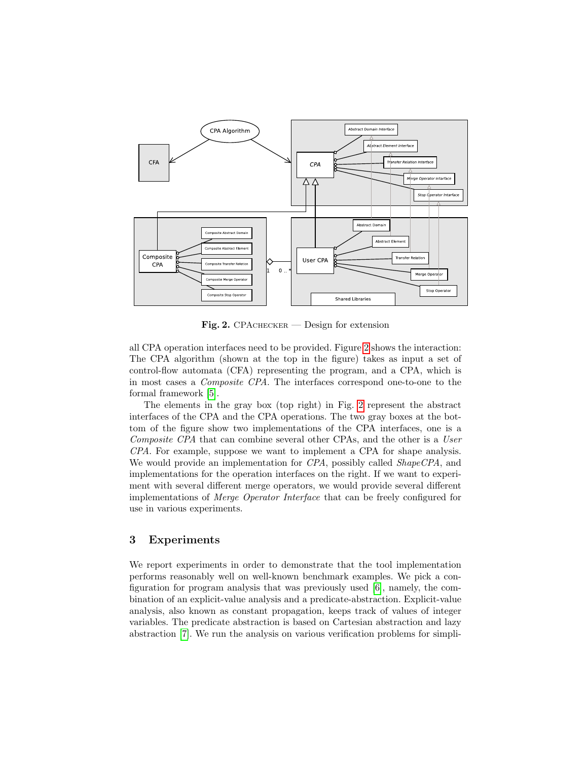CPA Algorithm

CFA

CPA

Abstract Domain Interface

Abstract Element Interface

Transfer Relation Interface

Merge Operator Interface

Stop Operator Interface

Composite CPA

Composite Abstract Domain

Composite Abstract Element

Composite Transfer Relation

Composite Merge Operator

Composite Stop Operator

1

0 .. *

User CPA

Abstract Domain

Abstract Element

Transfer Relation

Merge Operator

Stop Operator

Shared Libraries

**Fig. 2.** CPAchecker — Design for extension

all CPA operation interfaces need to be provided. Figure 2 shows the interaction: The CPA algorithm (shown at the top in the figure) takes as input a set of control-flow automata (CFA) representing the program, and a CPA, which is in most cases a *Composite CPA*. The interfaces correspond one-to-one to the formal framework [5].

The elements in the gray box (top right) in Fig. 2 represent the abstract interfaces of the CPA and the CPA operations. The two gray boxes at the bottom of the figure show two implementations of the CPA interfaces, one is a *Composite CPA* that can combine several other CPAs, and the other is a *User CPA*. For example, suppose we want to implement a CPA for shape analysis. We would provide an implementation for *CPA*, possibly called *ShapeCPA*, and implementations for the operation interfaces on the right. If we want to experiment with several different merge operators, we would provide several different implementations of *Merge Operator Interface* that can be freely configured for use in various experiments.

## 3 Experiments

We report experiments in order to demonstrate that the tool implementation performs reasonably well on well-known benchmark examples. We pick a configuration for program analysis that was previously used [6], namely, the combination of an explicit-value analysis and a predicate-abstraction. Explicit-value analysis, also known as constant propagation, keeps track of values of integer variables. The predicate abstraction is based on Cartesian abstraction and lazy abstraction [7]. We run the analysis on various verification problems for simpli-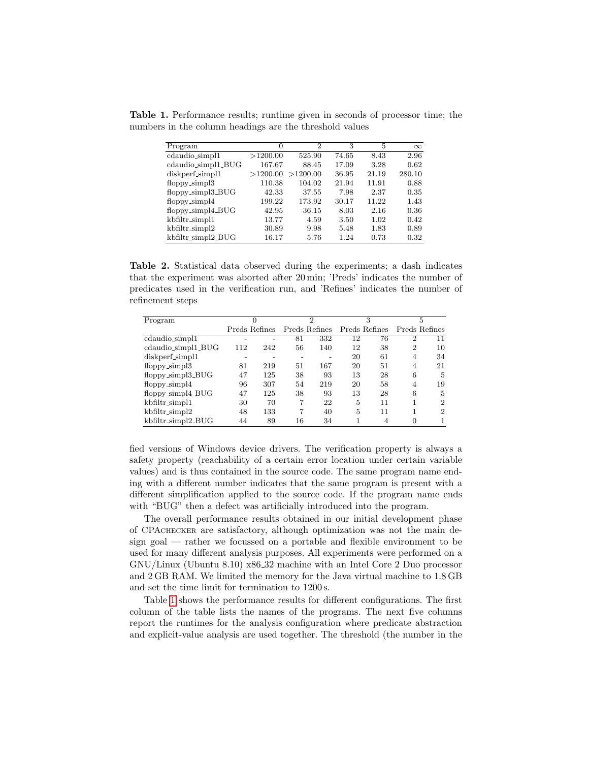**Table 1.** Performance results; runtime given in seconds of processor time; the numbers in the column headings are the threshold values

| Program | 0 | 2 | 3 | 5 | ∞ |
|---|---|---|---|---|---|
| cdaudio_simpl1 | >1200.00 | 525.90 | 74.65 | 8.43 | 2.96 |
| cdaudio_simpl1_BUG | 167.67 | 88.45 | 17.09 | 3.28 | 0.62 |
| diskperf_simpl1 | >1200.00 | >1200.00 | 36.95 | 21.19 | 280.10 |
| floppy_simpl3 | 110.38 | 104.02 | 21.94 | 11.91 | 0.88 |
| floppy_simpl3_BUG | 42.33 | 37.55 | 7.98 | 2.37 | 0.35 |
| floppy_simpl4 | 199.22 | 173.92 | 30.17 | 11.22 | 1.43 |
| floppy_simpl4_BUG | 42.95 | 36.15 | 8.03 | 2.16 | 0.36 |
| kbfiltr_simpl1 | 13.77 | 4.59 | 3.50 | 1.02 | 0.42 |
| kbfiltr_simpl2 | 30.89 | 9.98 | 5.48 | 1.83 | 0.89 |
| kbfiltr_simpl2_BUG | 16.17 | 5.76 | 1.24 | 0.73 | 0.32 |

**Table 2.** Statistical data observed during the experiments; a dash indicates that the experiment was aborted after 20 min; 'Preds' indicates the number of predicates used in the verification run, and 'Refines' indicates the number of refinement steps

| Program | 0 | | 2 | | 3 | | 5 | |
|---|---|---|---|---|---|---|---|---|
| | Preds | Refines | Preds | Refines | Preds | Refines | Preds | Refines |
| cdaudio_simpl1 | - | - | 81 | 332 | 12 | 76 | 2 | 11 |
| cdaudio_simpl1_BUG | 112 | 242 | 56 | 140 | 12 | 38 | 2 | 10 |
| diskperf_simpl1 | - | - | - | - | 20 | 61 | 4 | 34 |
| floppy_simpl3 | 81 | 219 | 51 | 167 | 20 | 51 | 4 | 21 |
| floppy_simpl3_BUG | 47 | 125 | 38 | 93 | 13 | 28 | 6 | 5 |
| floppy_simpl4 | 96 | 307 | 54 | 219 | 20 | 58 | 4 | 19 |
| floppy_simpl4_BUG | 47 | 125 | 38 | 93 | 13 | 28 | 6 | 5 |
| kbfiltr_simpl1 | 30 | 70 | 7 | 22 | 5 | 11 | 1 | 2 |
| kbfiltr_simpl2 | 48 | 133 | 7 | 40 | 5 | 11 | 1 | 2 |
| kbfiltr_simpl2_BUG | 44 | 89 | 16 | 34 | 1 | 4 | 0 | 1 |

fied versions of Windows device drivers. The verification property is always a safety property (reachability of a certain error location under certain variable values) and is thus contained in the source code. The same program name ending with a different number indicates that the same program is present with a different simplification applied to the source code. If the program name ends with "BUG" then a defect was artificially introduced into the program.

The overall performance results obtained in our initial development phase of CPAchecker are satisfactory, although optimization was not the main design goal — rather we focussed on a portable and flexible environment to be used for many different analysis purposes. All experiments were performed on a GNU/Linux (Ubuntu 8.10) x86_32 machine with an Intel Core 2 Duo processor and 2 GB RAM. We limited the memory for the Java virtual machine to 1.8 GB and set the time limit for termination to 1200 s.

Table 1 shows the performance results for different configurations. The first column of the table lists the names of the programs. The next five columns report the runtimes for the analysis configuration where predicate abstraction and explicit-value analysis are used together. The threshold (the number in the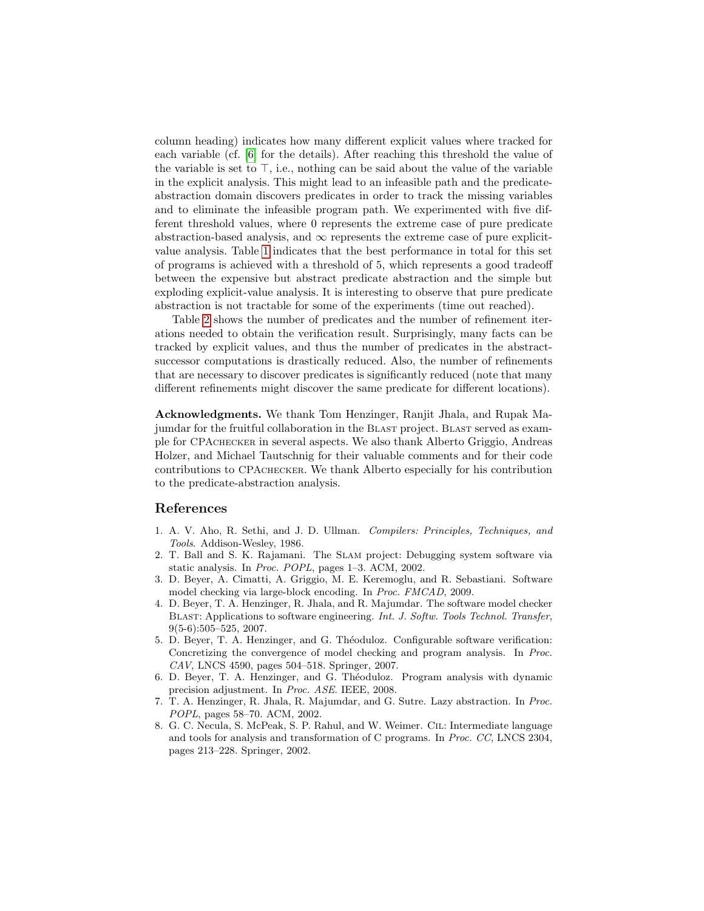column heading) indicates how many different explicit values where tracked for each variable (cf. [6] for the details). After reaching this threshold the value of the variable is set to $\top$, i.e., nothing can be said about the value of the variable in the explicit analysis. This might lead to an infeasible path and the predicate-abstraction domain discovers predicates in order to track the missing variables and to eliminate the infeasible program path. We experimented with five different threshold values, where 0 represents the extreme case of pure predicate abstraction-based analysis, and $\infty$ represents the extreme case of pure explicit-value analysis. Table 1 indicates that the best performance in total for this set of programs is achieved with a threshold of 5, which represents a good tradeoff between the expensive but abstract predicate abstraction and the simple but exploding explicit-value analysis. It is interesting to observe that pure predicate abstraction is not tractable for some of the experiments (time out reached).

Table 2 shows the number of predicates and the number of refinement iterations needed to obtain the verification result. Surprisingly, many facts can be tracked by explicit values, and thus the number of predicates in the abstract-successor computations is drastically reduced. Also, the number of refinements that are necessary to discover predicates is significantly reduced (note that many different refinements might discover the same predicate for different locations).

**Acknowledgments.** We thank Tom Henzinger, Ranjit Jhala, and Rupak Majumdar for the fruitful collaboration in the Blast project. Blast served as example for CPAchecker in several aspects. We also thank Alberto Griggio, Andreas Holzer, and Michael Tautschnig for their valuable comments and for their code contributions to CPAchecker. We thank Alberto especially for his contribution to the predicate-abstraction analysis.

## References

1. A. V. Aho, R. Sethi, and J. D. Ullman. *Compilers: Principles, Techniques, and Tools*. Addison-Wesley, 1986.
2. T. Ball and S. K. Rajamani. The Slam project: Debugging system software via static analysis. In *Proc. POPL*, pages 1–3. ACM, 2002.
3. D. Beyer, A. Cimatti, A. Griggio, M. E. Keremoglu, and R. Sebastiani. Software model checking via large-block encoding. In *Proc. FMCAD*, 2009.
4. D. Beyer, T. A. Henzinger, R. Jhala, and R. Majumdar. The software model checker Blast: Applications to software engineering. *Int. J. Softw. Tools Technol. Transfer*, 9(5-6):505–525, 2007.
5. D. Beyer, T. A. Henzinger, and G. Théoduloz. Configurable software verification: Concretizing the convergence of model checking and program analysis. In *Proc. CAV*, LNCS 4590, pages 504–518. Springer, 2007.
6. D. Beyer, T. A. Henzinger, and G. Théoduloz. Program analysis with dynamic precision adjustment. In *Proc. ASE*. IEEE, 2008.
7. T. A. Henzinger, R. Jhala, R. Majumdar, and G. Sutre. Lazy abstraction. In *Proc. POPL*, pages 58–70. ACM, 2002.
8. G. C. Necula, S. McPeak, S. P. Rahul, and W. Weimer. Cil: Intermediate language and tools for analysis and transformation of C programs. In *Proc. CC*, LNCS 2304, pages 213–228. Springer, 2002.